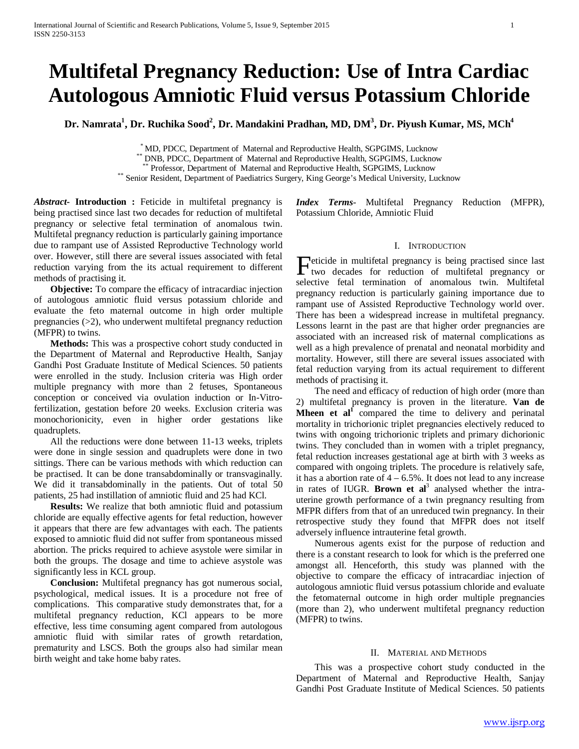# Multifetal Pregnancy Reduction: Use of Intra Cardiac Autologous Amniotic Fluid versus Potassium Chloride

**Dr. Namrata[1], Dr. Ruchika Sood[2], Dr. Mandakini Pradhan, MD, DM[3], Dr. Piyush Kumar, MS, MCh[4]**

[*] MD, PDCC, Department of Maternal and Reproductive Health, SGPGIMS, Lucknow
[**] DNB, PDCC, Department of Maternal and Reproductive Health, SGPGIMS, Lucknow
[**] Professor, Department of Maternal and Reproductive Health, SGPGIMS, Lucknow
[**] Senior Resident, Department of Paediatrics Surgery, King George's Medical University, Lucknow

***Abstract*- Introduction :** Feticide in multifetal pregnancy is being practised since last two decades for reduction of multifetal pregnancy or selective fetal termination of anomalous twin. Multifetal pregnancy reduction is particularly gaining importance due to rampant use of Assisted Reproductive Technology world over. However, still there are several issues associated with fetal reduction varying from the its actual requirement to different methods of practising it.

**Objective:** To compare the efficacy of intracardiac injection of autologous amniotic fluid versus potassium chloride and evaluate the feto maternal outcome in high order multiple pregnancies (>2), who underwent multifetal pregnancy reduction (MFPR) to twins.

**Methods:** This was a prospective cohort study conducted in the Department of Maternal and Reproductive Health, Sanjay Gandhi Post Graduate Institute of Medical Sciences. 50 patients were enrolled in the study. Inclusion criteria was High order multiple pregnancy with more than 2 fetuses, Spontaneous conception or conceived via ovulation induction or In-Vitro-fertilization, gestation before 20 weeks. Exclusion criteria was monochorionicity, even in higher order gestations like quadruplets.

All the reductions were done between 11-13 weeks, triplets were done in single session and quadruplets were done in two sittings. There can be various methods with which reduction can be practised. It can be done transabdominally or transvaginally. We did it transabdominally in the patients. Out of total 50 patients, 25 had instillation of amniotic fluid and 25 had KCl.

**Results:** We realize that both amniotic fluid and potassium chloride are equally effective agents for fetal reduction, however it appears that there are few advantages with each. The patients exposed to amniotic fluid did not suffer from spontaneous missed abortion. The pricks required to achieve asystole were similar in both the groups. The dosage and time to achieve asystole was significantly less in KCL group.

**Conclusion:** Multifetal pregnancy has got numerous social, psychological, medical issues. It is a procedure not free of complications. This comparative study demonstrates that, for a multifetal pregnancy reduction, KCl appears to be more effective, less time consuming agent compared from autologous amniotic fluid with similar rates of growth retardation, prematurity and LSCS. Both the groups also had similar mean birth weight and take home baby rates.

***Index Terms*-** Multifetal Pregnancy Reduction (MFPR), Potassium Chloride, Amniotic Fluid

## I. Introduction

Feticide in multifetal pregnancy is being practised since last two decades for reduction of multifetal pregnancy or selective fetal termination of anomalous twin. Multifetal pregnancy reduction is particularly gaining importance due to rampant use of Assisted Reproductive Technology world over. There has been a widespread increase in multifetal pregnancy. Lessons learnt in the past are that higher order pregnancies are associated with an increased risk of maternal complications as well as a high prevalence of prenatal and neonatal morbidity and mortality. However, still there are several issues associated with fetal reduction varying from its actual requirement to different methods of practising it.

The need and efficacy of reduction of high order (more than 2) multifetal pregnancy is proven in the literature. **Van de Mheen et al**[1] compared the time to delivery and perinatal mortality in trichorionic triplet pregnancies electively reduced to twins with ongoing trichorionic triplets and primary dichorionic twins. They concluded than in women with a triplet pregnancy, fetal reduction increases gestational age at birth with 3 weeks as compared with ongoing triplets. The procedure is relatively safe, it has a abortion rate of 4 – 6.5%. It does not lead to any increase in rates of IUGR. **Brown et al**[3] analysed whether the intra-uterine growth performance of a twin pregnancy resulting from MFPR differs from that of an unreduced twin pregnancy. In their retrospective study they found that MFPR does not itself adversely influence intrauterine fetal growth.

Numerous agents exist for the purpose of reduction and there is a constant research to look for which is the preferred one amongst all. Henceforth, this study was planned with the objective to compare the efficacy of intracardiac injection of autologous amniotic fluid versus potassium chloride and evaluate the fetomaternal outcome in high order multiple pregnancies (more than 2), who underwent multifetal pregnancy reduction (MFPR) to twins.

## II. Material and Methods

This was a prospective cohort study conducted in the Department of Maternal and Reproductive Health, Sanjay Gandhi Post Graduate Institute of Medical Sciences. 50 patients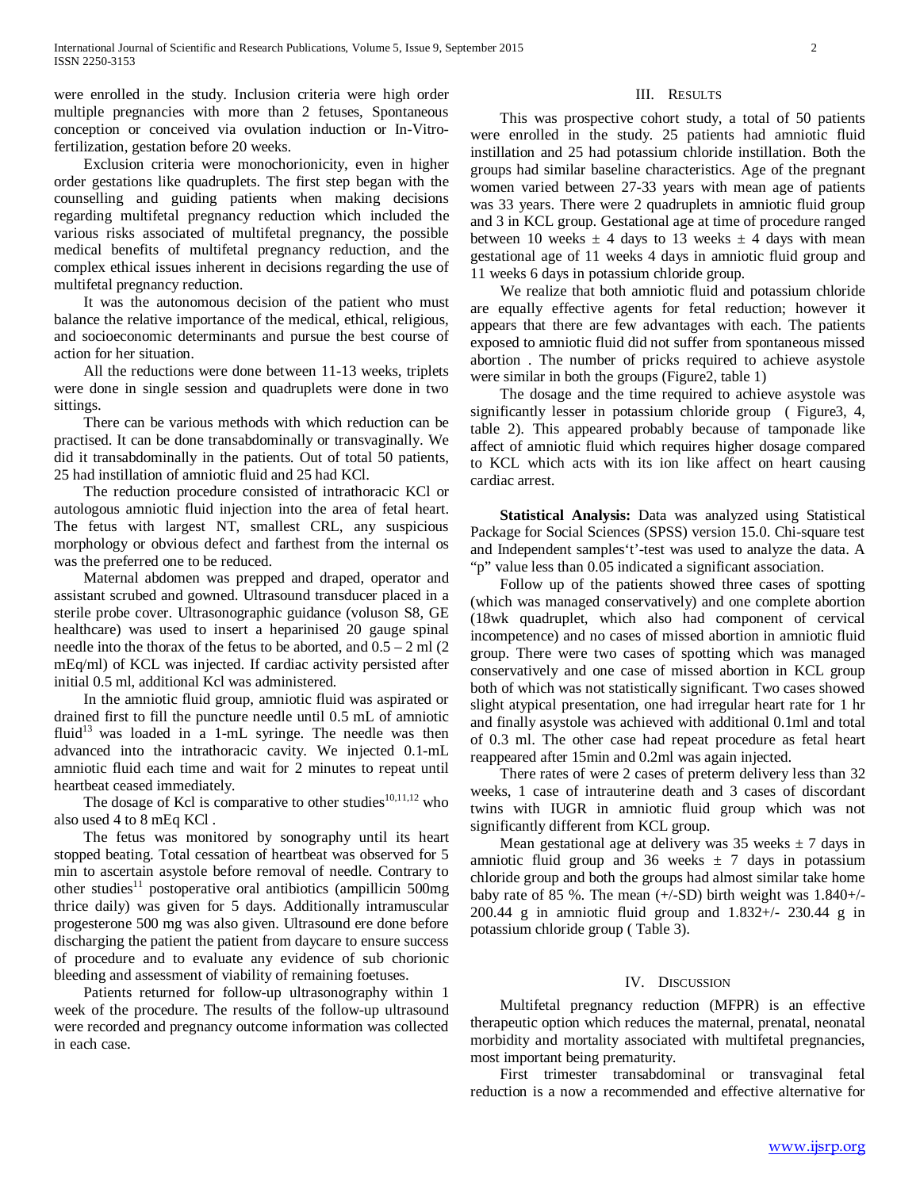were enrolled in the study. Inclusion criteria were high order multiple pregnancies with more than 2 fetuses, Spontaneous conception or conceived via ovulation induction or In-Vitro-fertilization, gestation before 20 weeks.

Exclusion criteria were monochorionicity, even in higher order gestations like quadruplets. The first step began with the counselling and guiding patients when making decisions regarding multifetal pregnancy reduction which included the various risks associated of multifetal pregnancy, the possible medical benefits of multifetal pregnancy reduction, and the complex ethical issues inherent in decisions regarding the use of multifetal pregnancy reduction.

It was the autonomous decision of the patient who must balance the relative importance of the medical, ethical, religious, and socioeconomic determinants and pursue the best course of action for her situation.

All the reductions were done between 11-13 weeks, triplets were done in single session and quadruplets were done in two sittings.

There can be various methods with which reduction can be practised. It can be done transabdominally or transvaginally. We did it transabdominally in the patients. Out of total 50 patients, 25 had instillation of amniotic fluid and 25 had KCl.

The reduction procedure consisted of intrathoracic KCl or autologous amniotic fluid injection into the area of fetal heart. The fetus with largest NT, smallest CRL, any suspicious morphology or obvious defect and farthest from the internal os was the preferred one to be reduced.

Maternal abdomen was prepped and draped, operator and assistant scrubed and gowned. Ultrasound transducer placed in a sterile probe cover. Ultrasonographic guidance (voluson S8, GE healthcare) was used to insert a heparinised 20 gauge spinal needle into the thorax of the fetus to be aborted, and 0.5 – 2 ml (2 mEq/ml) of KCL was injected. If cardiac activity persisted after initial 0.5 ml, additional Kcl was administered.

In the amniotic fluid group, amniotic fluid was aspirated or drained first to fill the puncture needle until 0.5 mL of amniotic fluid[13] was loaded in a 1-mL syringe. The needle was then advanced into the intrathoracic cavity. We injected 0.1-mL amniotic fluid each time and wait for 2 minutes to repeat until heartbeat ceased immediately.

The dosage of Kcl is comparative to other studies[10,11,12] who also used 4 to 8 mEq KCl .

The fetus was monitored by sonography until its heart stopped beating. Total cessation of heartbeat was observed for 5 min to ascertain asystole before removal of needle. Contrary to other studies[11] postoperative oral antibiotics (ampillicin 500mg thrice daily) was given for 5 days. Additionally intramuscular progesterone 500 mg was also given. Ultrasound ere done before discharging the patient the patient from daycare to ensure success of procedure and to evaluate any evidence of sub chorionic bleeding and assessment of viability of remaining foetuses.

Patients returned for follow-up ultrasonography within 1 week of the procedure. The results of the follow-up ultrasound were recorded and pregnancy outcome information was collected in each case.

## III. Results

This was prospective cohort study, a total of 50 patients were enrolled in the study. 25 patients had amniotic fluid instillation and 25 had potassium chloride instillation. Both the groups had similar baseline characteristics. Age of the pregnant women varied between 27-33 years with mean age of patients was 33 years. There were 2 quadruplets in amniotic fluid group and 3 in KCL group. Gestational age at time of procedure ranged between 10 weeks ± 4 days to 13 weeks ± 4 days with mean gestational age of 11 weeks 4 days in amniotic fluid group and 11 weeks 6 days in potassium chloride group.

We realize that both amniotic fluid and potassium chloride are equally effective agents for fetal reduction; however it appears that there are few advantages with each. The patients exposed to amniotic fluid did not suffer from spontaneous missed abortion . The number of pricks required to achieve asystole were similar in both the groups (Figure2, table 1)

The dosage and the time required to achieve asystole was significantly lesser in potassium chloride group ( Figure3, 4, table 2). This appeared probably because of tamponade like affect of amniotic fluid which requires higher dosage compared to KCL which acts with its ion like affect on heart causing cardiac arrest.

**Statistical Analysis:** Data was analyzed using Statistical Package for Social Sciences (SPSS) version 15.0. Chi-square test and Independent samples't'-test was used to analyze the data. A "p" value less than 0.05 indicated a significant association.

Follow up of the patients showed three cases of spotting (which was managed conservatively) and one complete abortion (18wk quadruplet, which also had component of cervical incompetence) and no cases of missed abortion in amniotic fluid group. There were two cases of spotting which was managed conservatively and one case of missed abortion in KCL group both of which was not statistically significant. Two cases showed slight atypical presentation, one had irregular heart rate for 1 hr and finally asystole was achieved with additional 0.1ml and total of 0.3 ml. The other case had repeat procedure as fetal heart reappeared after 15min and 0.2ml was again injected.

There rates of were 2 cases of preterm delivery less than 32 weeks, 1 case of intrauterine death and 3 cases of discordant twins with IUGR in amniotic fluid group which was not significantly different from KCL group.

Mean gestational age at delivery was 35 weeks ± 7 days in amniotic fluid group and 36 weeks ± 7 days in potassium chloride group and both the groups had almost similar take home baby rate of 85 %. The mean (+/-SD) birth weight was 1.840+/- 200.44 g in amniotic fluid group and 1.832+/- 230.44 g in potassium chloride group ( Table 3).

## IV. Discussion

Multifetal pregnancy reduction (MFPR) is an effective therapeutic option which reduces the maternal, prenatal, neonatal morbidity and mortality associated with multifetal pregnancies, most important being prematurity.

First trimester transabdominal or transvaginal fetal reduction is a now a recommended and effective alternative for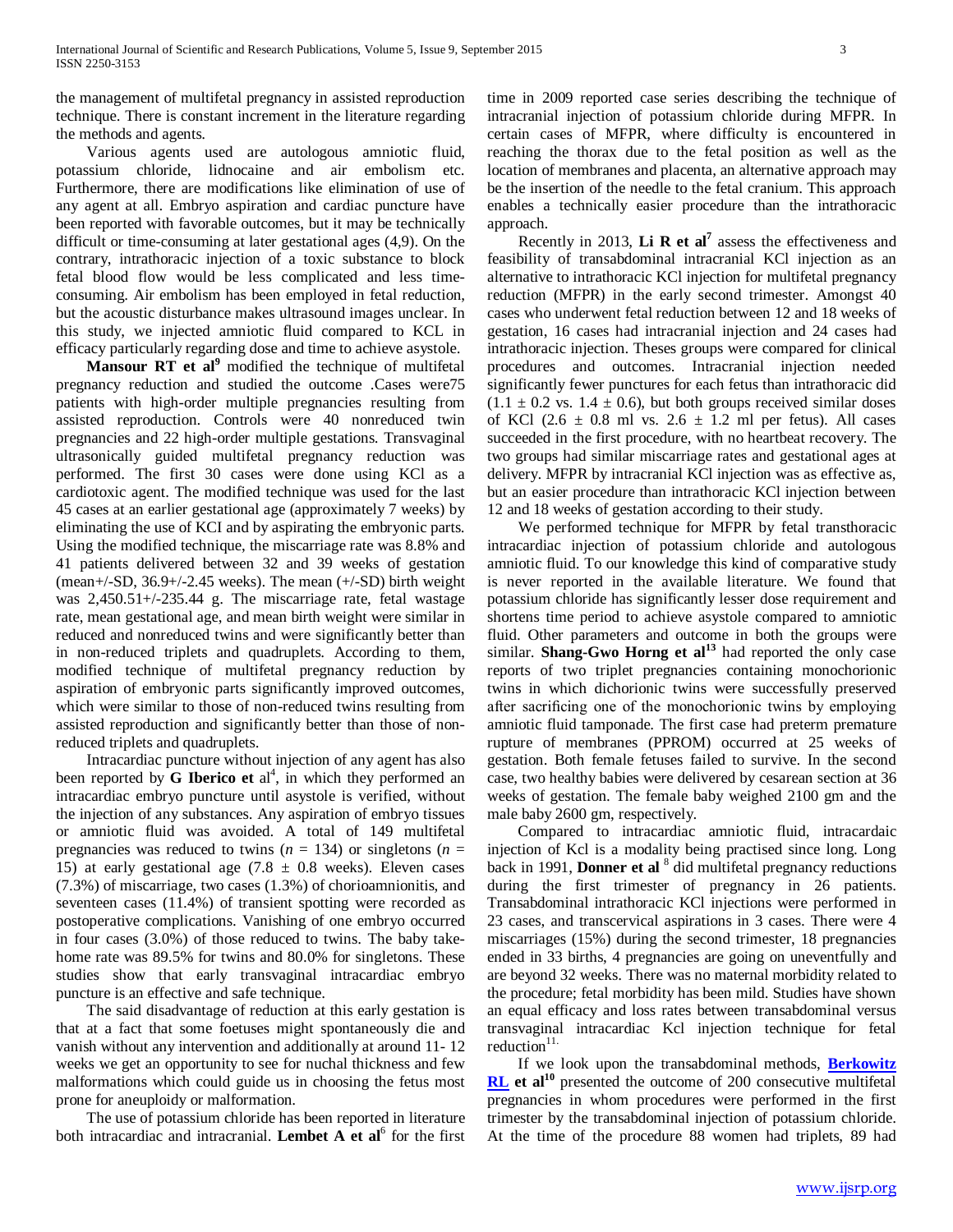the management of multifetal pregnancy in assisted reproduction technique. There is constant increment in the literature regarding the methods and agents.

Various agents used are autologous amniotic fluid, potassium chloride, lidnocaine and air embolism etc. Furthermore, there are modifications like elimination of use of any agent at all. Embryo aspiration and cardiac puncture have been reported with favorable outcomes, but it may be technically difficult or time-consuming at later gestational ages (4,9). On the contrary, intrathoracic injection of a toxic substance to block fetal blood flow would be less complicated and less time-consuming. Air embolism has been employed in fetal reduction, but the acoustic disturbance makes ultrasound images unclear. In this study, we injected amniotic fluid compared to KCL in efficacy particularly regarding dose and time to achieve asystole.

**Mansour RT et al**[9] modified the technique of multifetal pregnancy reduction and studied the outcome .Cases were75 patients with high-order multiple pregnancies resulting from assisted reproduction. Controls were 40 nonreduced twin pregnancies and 22 high-order multiple gestations. Transvaginal ultrasonically guided multifetal pregnancy reduction was performed. The first 30 cases were done using KCl as a cardiotoxic agent. The modified technique was used for the last 45 cases at an earlier gestational age (approximately 7 weeks) by eliminating the use of KCI and by aspirating the embryonic parts. Using the modified technique, the miscarriage rate was 8.8% and 41 patients delivered between 32 and 39 weeks of gestation (mean+/-SD, 36.9+/-2.45 weeks). The mean (+/-SD) birth weight was 2,450.51+/-235.44 g. The miscarriage rate, fetal wastage rate, mean gestational age, and mean birth weight were similar in reduced and nonreduced twins and were significantly better than in non-reduced triplets and quadruplets. According to them, modified technique of multifetal pregnancy reduction by aspiration of embryonic parts significantly improved outcomes, which were similar to those of non-reduced twins resulting from assisted reproduction and significantly better than those of non-reduced triplets and quadruplets.

Intracardiac puncture without injection of any agent has also been reported by **G Iberico et** al[4], in which they performed an intracardiac embryo puncture until asystole is verified, without the injection of any substances. Any aspiration of embryo tissues or amniotic fluid was avoided. A total of 149 multifetal pregnancies was reduced to twins ($n$ = 134) or singletons ($n$ = 15) at early gestational age (7.8 ± 0.8 weeks). Eleven cases (7.3%) of miscarriage, two cases (1.3%) of chorioamnionitis, and seventeen cases (11.4%) of transient spotting were recorded as postoperative complications. Vanishing of one embryo occurred in four cases (3.0%) of those reduced to twins. The baby take-home rate was 89.5% for twins and 80.0% for singletons. These studies show that early transvaginal intracardiac embryo puncture is an effective and safe technique.

The said disadvantage of reduction at this early gestation is that at a fact that some foetuses might spontaneously die and vanish without any intervention and additionally at around 11- 12 weeks we get an opportunity to see for nuchal thickness and few malformations which could guide us in choosing the fetus most prone for aneuploidy or malformation.

The use of potassium chloride has been reported in literature both intracardiac and intracranial. **Lembet A et al**[6] for the first time in 2009 reported case series describing the technique of intracranial injection of potassium chloride during MFPR. In certain cases of MFPR, where difficulty is encountered in reaching the thorax due to the fetal position as well as the location of membranes and placenta, an alternative approach may be the insertion of the needle to the fetal cranium. This approach enables a technically easier procedure than the intrathoracic approach.

Recently in 2013, **Li R et al**[7] assess the effectiveness and feasibility of transabdominal intracranial KCl injection as an alternative to intrathoracic KCl injection for multifetal pregnancy reduction (MFPR) in the early second trimester. Amongst 40 cases who underwent fetal reduction between 12 and 18 weeks of gestation, 16 cases had intracranial injection and 24 cases had intrathoracic injection. Theses groups were compared for clinical procedures and outcomes. Intracranial injection needed significantly fewer punctures for each fetus than intrathoracic did (1.1 ± 0.2 vs. 1.4 ± 0.6), but both groups received similar doses of KCl (2.6 ± 0.8 ml vs. 2.6 ± 1.2 ml per fetus). All cases succeeded in the first procedure, with no heartbeat recovery. The two groups had similar miscarriage rates and gestational ages at delivery. MFPR by intracranial KCl injection was as effective as, but an easier procedure than intrathoracic KCl injection between 12 and 18 weeks of gestation according to their study.

We performed technique for MFPR by fetal transthoracic intracardiac injection of potassium chloride and autologous amniotic fluid. To our knowledge this kind of comparative study is never reported in the available literature. We found that potassium chloride has significantly lesser dose requirement and shortens time period to achieve asystole compared to amniotic fluid. Other parameters and outcome in both the groups were similar. **Shang-Gwo Horng et al**[13] had reported the only case reports of two triplet pregnancies containing monochorionic twins in which dichorionic twins were successfully preserved after sacrificing one of the monochorionic twins by employing amniotic fluid tamponade. The first case had preterm premature rupture of membranes (PPROM) occurred at 25 weeks of gestation. Both female fetuses failed to survive. In the second case, two healthy babies were delivered by cesarean section at 36 weeks of gestation. The female baby weighed 2100 gm and the male baby 2600 gm, respectively.

Compared to intracardiac amniotic fluid, intracardaic injection of Kcl is a modality being practised since long. Long back in 1991, **Donner et al** [8] did multifetal pregnancy reductions during the first trimester of pregnancy in 26 patients. Transabdominal intrathoracic KCl injections were performed in 23 cases, and transcervical aspirations in 3 cases. There were 4 miscarriages (15%) during the second trimester, 18 pregnancies ended in 33 births, 4 pregnancies are going on uneventfully and are beyond 32 weeks. There was no maternal morbidity related to the procedure; fetal morbidity has been mild. Studies have shown an equal efficacy and loss rates between transabdominal versus transvaginal intracardiac Kcl injection technique for fetal reduction[11].

If we look upon the transabdominal methods, **Berkowitz RL et al**[10] presented the outcome of 200 consecutive multifetal pregnancies in whom procedures were performed in the first trimester by the transabdominal injection of potassium chloride. At the time of the procedure 88 women had triplets, 89 had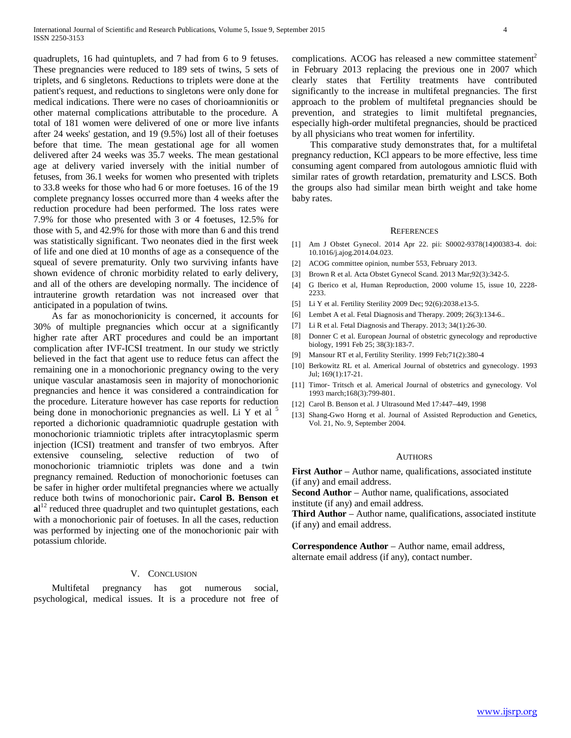quadruplets, 16 had quintuplets, and 7 had from 6 to 9 fetuses. These pregnancies were reduced to 189 sets of twins, 5 sets of triplets, and 6 singletons. Reductions to triplets were done at the patient's request, and reductions to singletons were only done for medical indications. There were no cases of chorioamnionitis or other maternal complications attributable to the procedure. A total of 181 women were delivered of one or more live infants after 24 weeks' gestation, and 19 (9.5%) lost all of their foetuses before that time. The mean gestational age for all women delivered after 24 weeks was 35.7 weeks. The mean gestational age at delivery varied inversely with the initial number of fetuses, from 36.1 weeks for women who presented with triplets to 33.8 weeks for those who had 6 or more foetuses. 16 of the 19 complete pregnancy losses occurred more than 4 weeks after the reduction procedure had been performed. The loss rates were 7.9% for those who presented with 3 or 4 foetuses, 12.5% for those with 5, and 42.9% for those with more than 6 and this trend was statistically significant. Two neonates died in the first week of life and one died at 10 months of age as a consequence of the squeal of severe prematurity. Only two surviving infants have shown evidence of chronic morbidity related to early delivery, and all of the others are developing normally. The incidence of intrauterine growth retardation was not increased over that anticipated in a population of twins.

As far as monochorionicity is concerned, it accounts for 30% of multiple pregnancies which occur at a significantly higher rate after ART procedures and could be an important complication after IVF-ICSI treatment. In our study we strictly believed in the fact that agent use to reduce fetus can affect the remaining one in a monochorionic pregnancy owing to the very unique vascular anastamosis seen in majority of monochorionic pregnancies and hence it was considered a contraindication for the procedure. Literature however has case reports for reduction being done in monochorionic pregnancies as well. Li Y et al [5] reported a dichorionic quadramniotic quadruple gestation with monochorionic triamniotic triplets after intracytoplasmic sperm injection (ICSI) treatment and transfer of two embryos. After extensive counseling, selective reduction of two of monochorionic triamniotic triplets was done and a twin pregnancy remained. Reduction of monochorionic foetuses can be safer in higher order multifetal pregnancies where we actually reduce both twins of monochorionic pair**. Carol B. Benson et al**[12] reduced three quadruplet and two quintuplet gestations, each with a monochorionic pair of foetuses. In all the cases, reduction was performed by injecting one of the monochorionic pair with potassium chloride.

## V. Conclusion

Multifetal pregnancy has got numerous social, psychological, medical issues. It is a procedure not free of complications. ACOG has released a new committee statement[2] in February 2013 replacing the previous one in 2007 which clearly states that Fertility treatments have contributed significantly to the increase in multifetal pregnancies. The first approach to the problem of multifetal pregnancies should be prevention, and strategies to limit multifetal pregnancies, especially high-order multifetal pregnancies, should be practiced by all physicians who treat women for infertility.

This comparative study demonstrates that, for a multifetal pregnancy reduction, KCl appears to be more effective, less time consuming agent compared from autologous amniotic fluid with similar rates of growth retardation, prematurity and LSCS. Both the groups also had similar mean birth weight and take home baby rates.

## References

[1] Am J Obstet Gynecol. 2014 Apr 22. pii: S0002-9378(14)00383-4. doi: 10.1016/j.ajog.2014.04.023.

[2] ACOG committee opinion, number 553, February 2013.

[3] Brown R et al. Acta Obstet Gynecol Scand. 2013 Mar;92(3):342-5.

[4] G Iberico et al, Human Reproduction, 2000 volume 15, issue 10, 2228-2233.

[5] Li Y et al. Fertility Sterility 2009 Dec; 92(6):2038.e13-5.

[6] Lembet A et al. Fetal Diagnosis and Therapy. 2009; 26(3):134-6..

[7] Li R et al. Fetal Diagnosis and Therapy. 2013; 34(1):26-30.

[8] Donner C et al. European Journal of obstetric gynecology and reproductive biology, 1991 Feb 25; 38(3):183-7.

[9] Mansour RT et al, Fertility Sterility. 1999 Feb;71(2):380-4

[10] Berkowitz RL et al. Americal Journal of obstetrics and gynecology. 1993 Jul; 169(1):17-21.

[11] Timor- Tritsch et al. Americal Journal of obstetrics and gynecology. Vol 1993 march;168(3):799-801.

[12] Carol B. Benson et al. J Ultrasound Med 17:447–449, 1998

[13] Shang-Gwo Horng et al. Journal of Assisted Reproduction and Genetics, Vol. 21, No. 9, September 2004.

## Authors

**First Author** – Author name, qualifications, associated institute (if any) and email address.

**Second Author** – Author name, qualifications, associated institute (if any) and email address.

**Third Author** – Author name, qualifications, associated institute (if any) and email address.

**Correspondence Author** – Author name, email address, alternate email address (if any), contact number.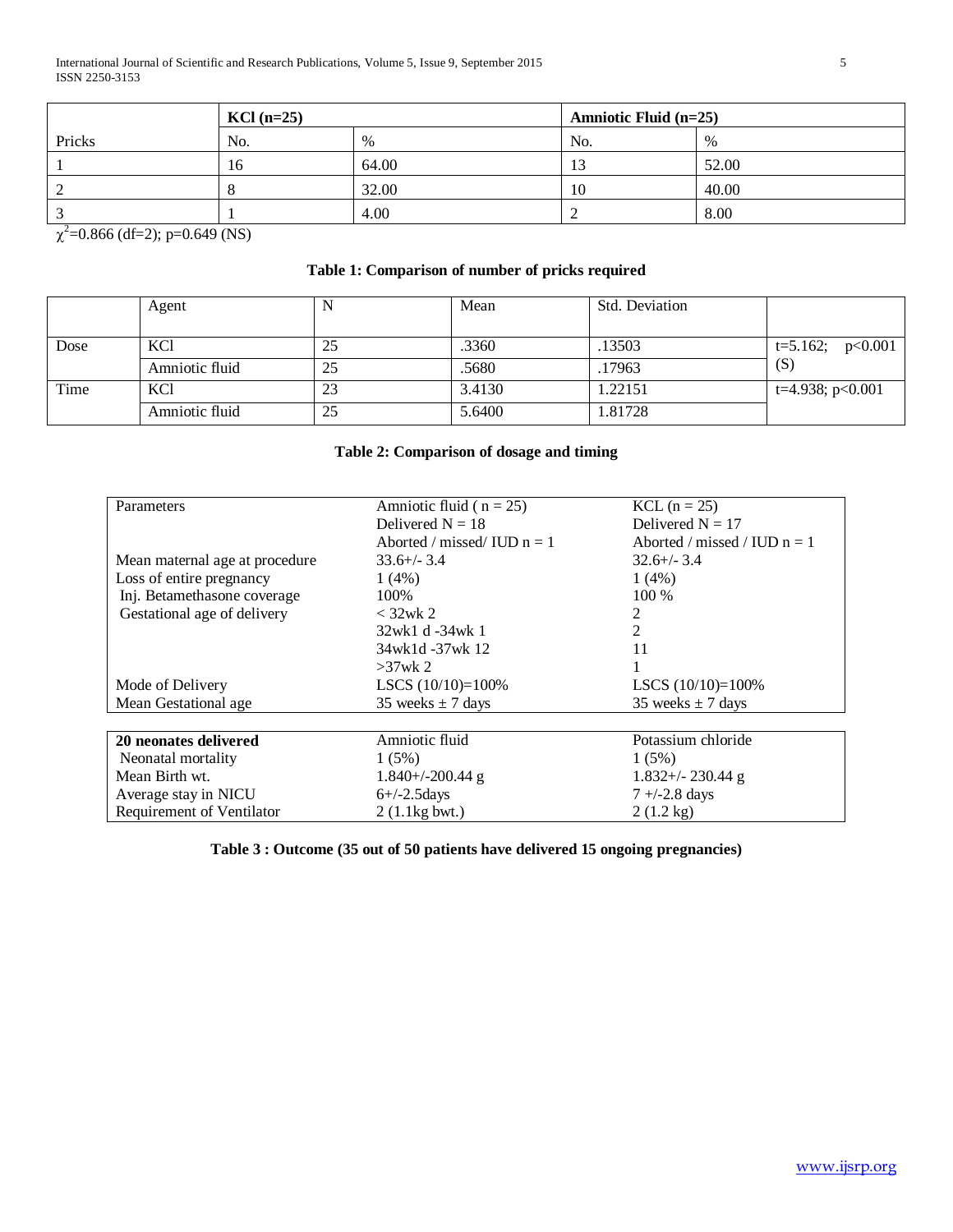| Pricks | KCl (n=25) | | Amniotic Fluid (n=25) | |
|---|---|---|---|---|
| | No. | % | No. | % |
| 1 | 16 | 64.00 | 13 | 52.00 |
| 2 | 8 | 32.00 | 10 | 40.00 |
| 3 | 1 | 4.00 | 2 | 8.00 |

$\chi^2$=0.866 (df=2); p=0.649 (NS)

**Table 1: Comparison of number of pricks required**

| | Agent | N | Mean | Std. Deviation | |
|---|---|---|---|---|---|
| Dose | KCl | 25 | .3360 | .13503 | t=5.162; p<0.001 (S) |
| | Amniotic fluid | 25 | .5680 | .17963 | |
| Time | KCl | 23 | 3.4130 | 1.22151 | t=4.938; p<0.001 |
| | Amniotic fluid | 25 | 5.6400 | 1.81728 | |

**Table 2: Comparison of dosage and timing**

| Parameters | Amniotic fluid ( n = 25)<br>Delivered N = 18<br>Aborted / missed/ IUD n = 1 | KCL (n = 25)<br>Delivered N = 17<br>Aborted / missed / IUD n = 1 |
|---|---|---|
| Mean maternal age at procedure | 33.6+/- 3.4 | 32.6+/- 3.4 |
| Loss of entire pregnancy | 1 (4%) | 1 (4%) |
| Inj. Betamethasone coverage | 100% | 100 % |
| Gestational age of delivery | < 32wk 2 | 2 |
| | 32wk1 d -34wk 1 | 2 |
| | 34wk1d -37wk 12 | 11 |
| | >37wk 2 | 1 |
| Mode of Delivery | LSCS (10/10)=100% | LSCS (10/10)=100% |
| Mean Gestational age | 35 weeks ± 7 days | 35 weeks ± 7 days |

| **20 neonates delivered** | Amniotic fluid | Potassium chloride |
|---|---|---|
| Neonatal mortality | 1 (5%) | 1 (5%) |
| Mean Birth wt. | 1.840+/-200.44 g | 1.832+/- 230.44 g |
| Average stay in NICU | 6+/-2.5days | 7 +/-2.8 days |
| Requirement of Ventilator | 2 (1.1kg bwt.) | 2 (1.2 kg) |

**Table 3 : Outcome (35 out of 50 patients have delivered 15 ongoing pregnancies)**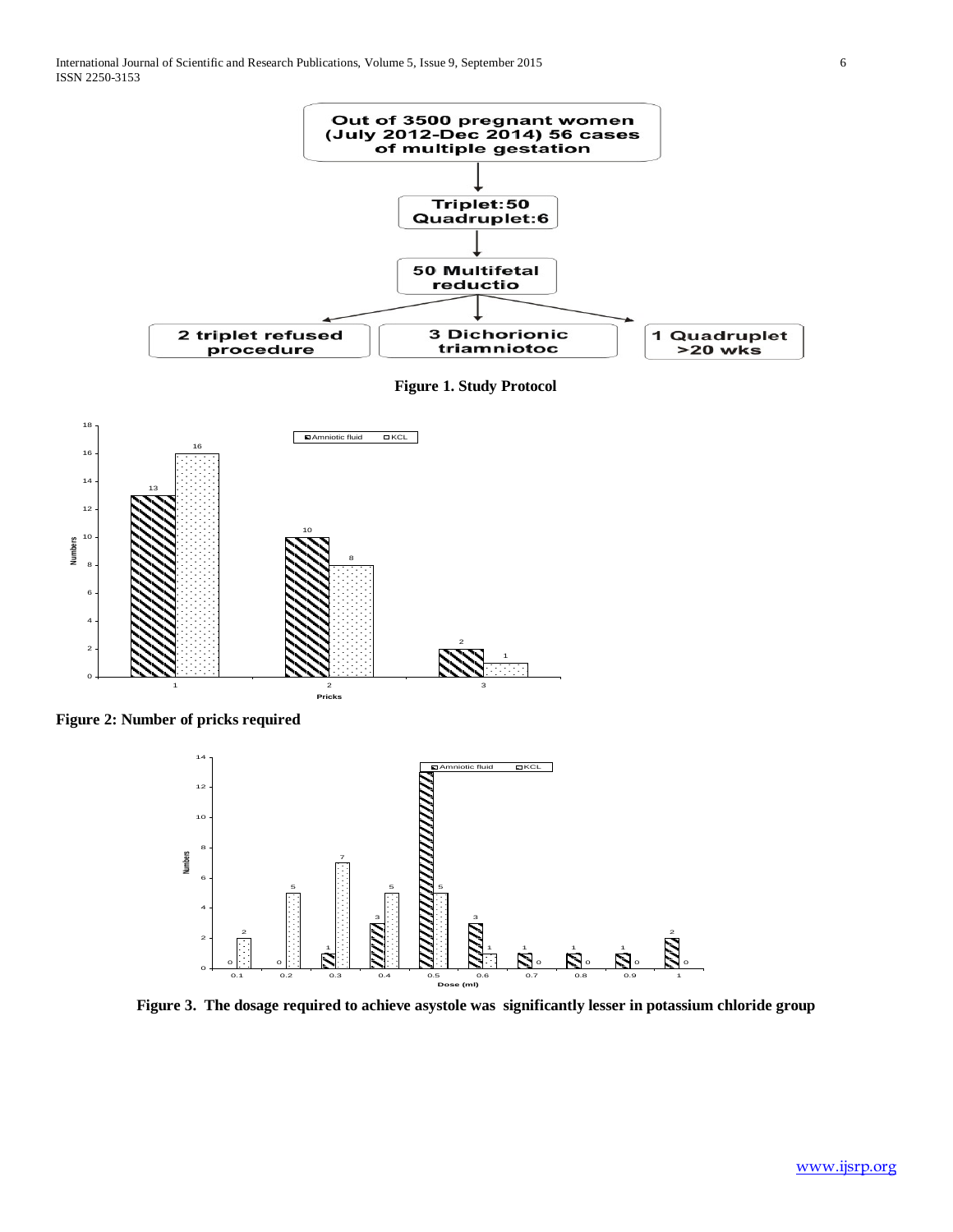Out of 3500 pregnant women (July 2012-Dec 2014) 56 cases of multiple gestation

↓

Triplet:50
Quadruplet:6

↓

50 Multifetal reductio

↓

2 triplet refused procedure | 3 Dichorionic triamniotoc | 1 Quadruplet >20 wks

**Figure 1. Study Protocol**

| Pricks | Amniotic fluid | KCL |
|---|---|---|
| 1 | 13 | 16 |
| 2 | 10 | 8 |
| 3 | 2 | 1 |

**Figure 2: Number of pricks required**

| Dose (ml) | Amniotic fluid | KCL |
|---|---|---|
| 0.1 | 0 | 2 |
| 0.2 | 0 | 5 |
| 0.3 | 1 | 7 |
| 0.4 | 3 | 5 |
| 0.5 | 13 | 5 |
| 0.6 | 3 | 1 |
| 0.7 | 1 | 0 |
| 0.8 | 1 | 0 |
| 0.9 | 1 | 0 |
| 1 | 2 | 0 |

**Figure 3. The dosage required to achieve asystole was significantly lesser in potassium chloride group**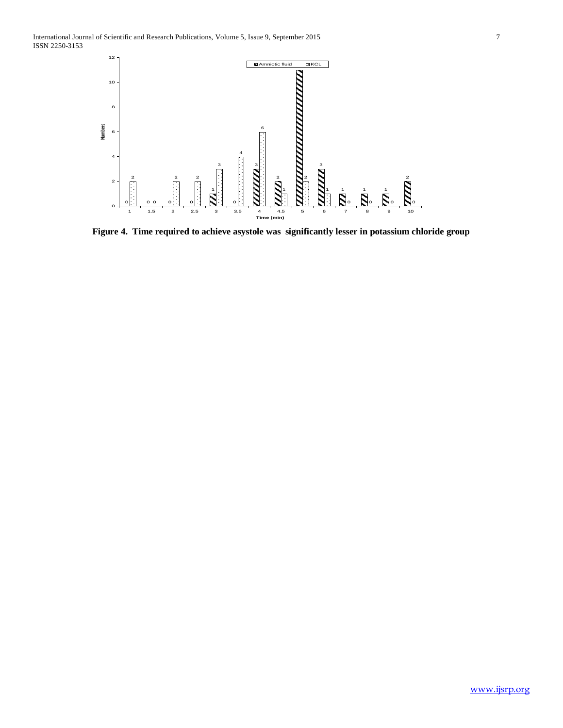Amniotic fluid
KCL

Numbers

0
2
4
6
8
10
12

2
0
0 0
0
2
0
2
1
3
0
4
3
6
2
1
11
2
3
1
1
0
1
0
1
0
2
0

1
1.5
2
2.5
3
3.5
4
4.5
5
6
7
8
9
10

Time (min)

**Figure 4. Time required to achieve asystole was significantly lesser in potassium chloride group**